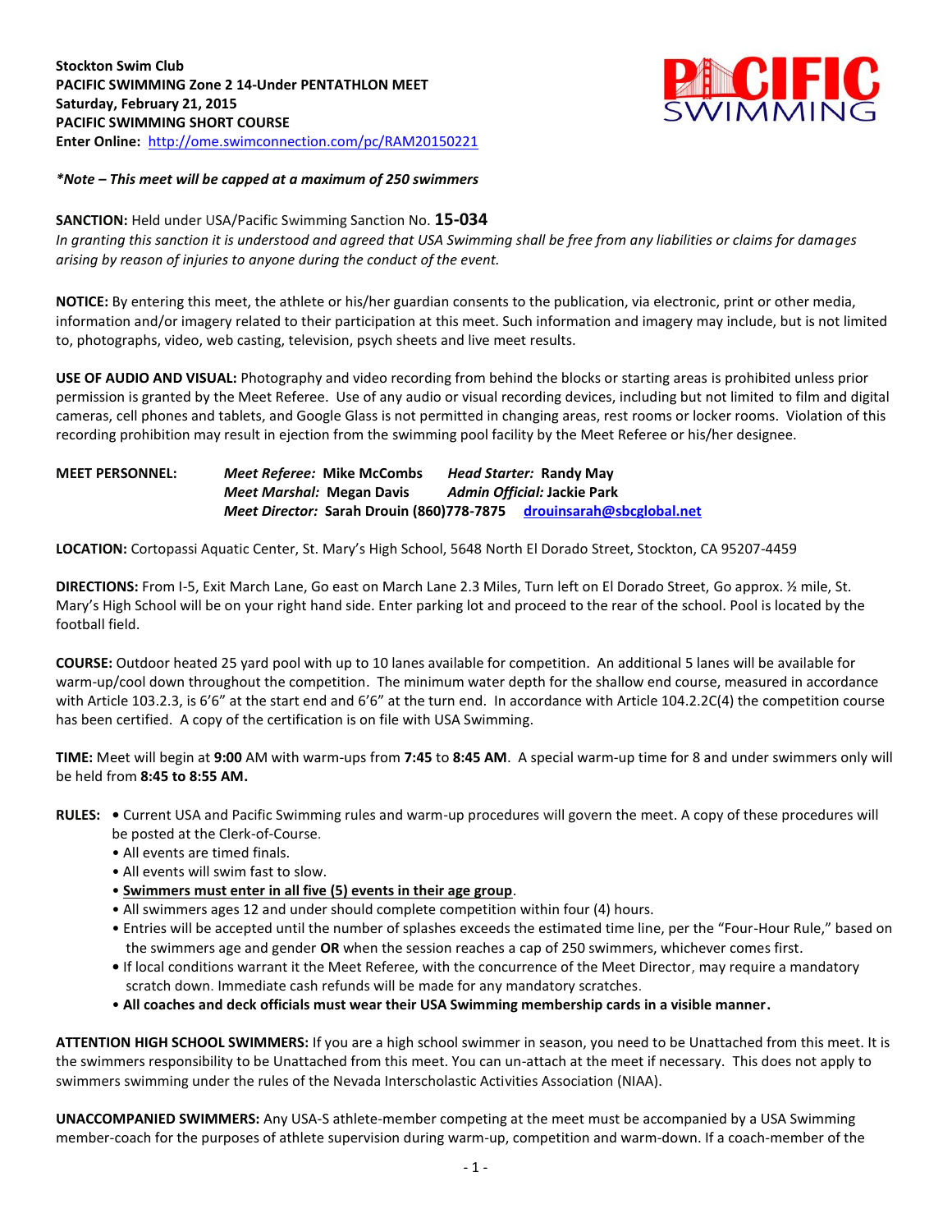**Stockton Swim Club**
**PACIFIC SWIMMING Zone 2 14-Under PENTATHLON MEET**
**Saturday, February 21, 2015**
**PACIFIC SWIMMING SHORT COURSE**
**Enter Online:** http://ome.swimconnection.com/pc/RAM20150221

***Note – This meet will be capped at a maximum of 250 swimmers***

**SANCTION:** Held under USA/Pacific Swimming Sanction No. **15-034**
*In granting this sanction it is understood and agreed that USA Swimming shall be free from any liabilities or claims for damages arising by reason of injuries to anyone during the conduct of the event.*

**NOTICE:** By entering this meet, the athlete or his/her guardian consents to the publication, via electronic, print or other media, information and/or imagery related to their participation at this meet. Such information and imagery may include, but is not limited to, photographs, video, web casting, television, psych sheets and live meet results.

**USE OF AUDIO AND VISUAL:** Photography and video recording from behind the blocks or starting areas is prohibited unless prior permission is granted by the Meet Referee. Use of any audio or visual recording devices, including but not limited to film and digital cameras, cell phones and tablets, and Google Glass is not permitted in changing areas, rest rooms or locker rooms. Violation of this recording prohibition may result in ejection from the swimming pool facility by the Meet Referee or his/her designee.

**MEET PERSONNEL:**
*Meet Referee:* **Mike McCombs** *Head Starter:* **Randy May**
*Meet Marshal:* **Megan Davis** *Admin Official:* **Jackie Park**
*Meet Director:* **Sarah Drouin (860)778-7875** **drouinsarah@sbcglobal.net**

**LOCATION:** Cortopassi Aquatic Center, St. Mary's High School, 5648 North El Dorado Street, Stockton, CA 95207-4459

**DIRECTIONS:** From I-5, Exit March Lane, Go east on March Lane 2.3 Miles, Turn left on El Dorado Street, Go approx. ½ mile, St. Mary's High School will be on your right hand side. Enter parking lot and proceed to the rear of the school. Pool is located by the football field.

**COURSE:** Outdoor heated 25 yard pool with up to 10 lanes available for competition. An additional 5 lanes will be available for warm-up/cool down throughout the competition. The minimum water depth for the shallow end course, measured in accordance with Article 103.2.3, is 6'6" at the start end and 6'6" at the turn end. In accordance with Article 104.2.2C(4) the competition course has been certified. A copy of the certification is on file with USA Swimming.

**TIME:** Meet will begin at **9:00** AM with warm-ups from **7:45** to **8:45 AM**. A special warm-up time for 8 and under swimmers only will be held from **8:45 to 8:55 AM.**

**RULES:**
- Current USA and Pacific Swimming rules and warm-up procedures will govern the meet. A copy of these procedures will be posted at the Clerk-of-Course.
- All events are timed finals.
- All events will swim fast to slow.
- **Swimmers must enter in all five (5) events in their age group**.
- All swimmers ages 12 and under should complete competition within four (4) hours.
- Entries will be accepted until the number of splashes exceeds the estimated time line, per the "Four-Hour Rule," based on the swimmers age and gender **OR** when the session reaches a cap of 250 swimmers, whichever comes first.
- If local conditions warrant it the Meet Referee, with the concurrence of the Meet Director, may require a mandatory scratch down. Immediate cash refunds will be made for any mandatory scratches.
- **All coaches and deck officials must wear their USA Swimming membership cards in a visible manner.**

**ATTENTION HIGH SCHOOL SWIMMERS:** If you are a high school swimmer in season, you need to be Unattached from this meet. It is the swimmers responsibility to be Unattached from this meet. You can un-attach at the meet if necessary. This does not apply to swimmers swimming under the rules of the Nevada Interscholastic Activities Association (NIAA).

**UNACCOMPANIED SWIMMERS:** Any USA-S athlete-member competing at the meet must be accompanied by a USA Swimming member-coach for the purposes of athlete supervision during warm-up, competition and warm-down. If a coach-member of the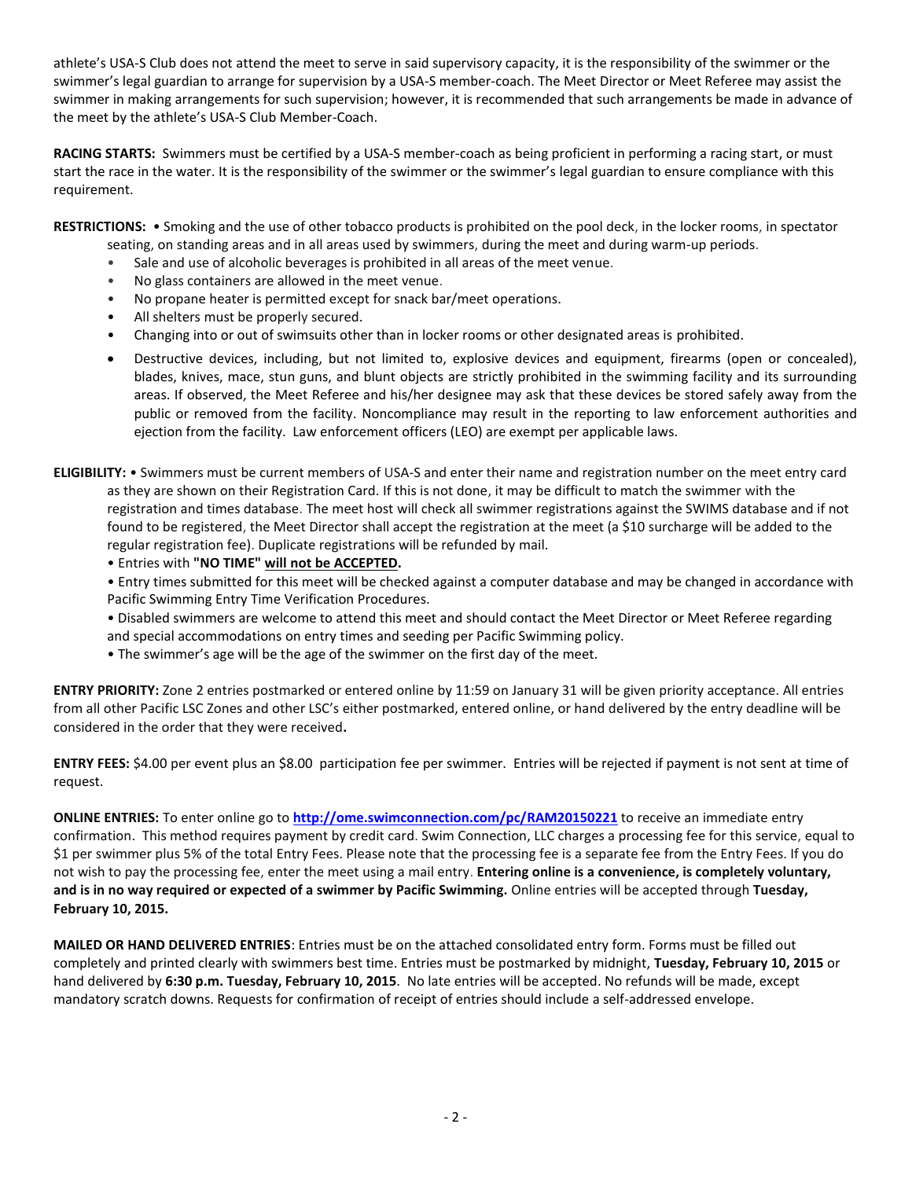athlete's USA-S Club does not attend the meet to serve in said supervisory capacity, it is the responsibility of the swimmer or the swimmer's legal guardian to arrange for supervision by a USA-S member-coach. The Meet Director or Meet Referee may assist the swimmer in making arrangements for such supervision; however, it is recommended that such arrangements be made in advance of the meet by the athlete's USA-S Club Member-Coach.

**RACING STARTS:** Swimmers must be certified by a USA-S member-coach as being proficient in performing a racing start, or must start the race in the water. It is the responsibility of the swimmer or the swimmer's legal guardian to ensure compliance with this requirement.

**RESTRICTIONS:** • Smoking and the use of other tobacco products is prohibited on the pool deck, in the locker rooms, in spectator seating, on standing areas and in all areas used by swimmers, during the meet and during warm-up periods.

- Sale and use of alcoholic beverages is prohibited in all areas of the meet venue.
- No glass containers are allowed in the meet venue.
- No propane heater is permitted except for snack bar/meet operations.
- All shelters must be properly secured.
- Changing into or out of swimsuits other than in locker rooms or other designated areas is prohibited.
- Destructive devices, including, but not limited to, explosive devices and equipment, firearms (open or concealed), blades, knives, mace, stun guns, and blunt objects are strictly prohibited in the swimming facility and its surrounding areas. If observed, the Meet Referee and his/her designee may ask that these devices be stored safely away from the public or removed from the facility. Noncompliance may result in the reporting to law enforcement authorities and ejection from the facility. Law enforcement officers (LEO) are exempt per applicable laws.

**ELIGIBILITY:** • Swimmers must be current members of USA-S and enter their name and registration number on the meet entry card as they are shown on their Registration Card. If this is not done, it may be difficult to match the swimmer with the registration and times database. The meet host will check all swimmer registrations against the SWIMS database and if not found to be registered, the Meet Director shall accept the registration at the meet (a $10 surcharge will be added to the regular registration fee). Duplicate registrations will be refunded by mail.

- Entries with **"NO TIME"** **will not be ACCEPTED.**
- Entry times submitted for this meet will be checked against a computer database and may be changed in accordance with Pacific Swimming Entry Time Verification Procedures.
- Disabled swimmers are welcome to attend this meet and should contact the Meet Director or Meet Referee regarding and special accommodations on entry times and seeding per Pacific Swimming policy.
- The swimmer's age will be the age of the swimmer on the first day of the meet.

**ENTRY PRIORITY:** Zone 2 entries postmarked or entered online by 11:59 on January 31 will be given priority acceptance. All entries from all other Pacific LSC Zones and other LSC's either postmarked, entered online, or hand delivered by the entry deadline will be considered in the order that they were received**.**

**ENTRY FEES:** $4.00 per event plus an $8.00 participation fee per swimmer. Entries will be rejected if payment is not sent at time of request.

**ONLINE ENTRIES:** To enter online go to **http://ome.swimconnection.com/pc/RAM20150221** to receive an immediate entry confirmation. This method requires payment by credit card. Swim Connection, LLC charges a processing fee for this service, equal to $1 per swimmer plus 5% of the total Entry Fees. Please note that the processing fee is a separate fee from the Entry Fees. If you do not wish to pay the processing fee, enter the meet using a mail entry. **Entering online is a convenience, is completely voluntary, and is in no way required or expected of a swimmer by Pacific Swimming.** Online entries will be accepted through **Tuesday, February 10, 2015.**

**MAILED OR HAND DELIVERED ENTRIES**: Entries must be on the attached consolidated entry form. Forms must be filled out completely and printed clearly with swimmers best time. Entries must be postmarked by midnight, **Tuesday, February 10, 2015** or hand delivered by **6:30 p.m. Tuesday, February 10, 2015**. No late entries will be accepted. No refunds will be made, except mandatory scratch downs. Requests for confirmation of receipt of entries should include a self-addressed envelope.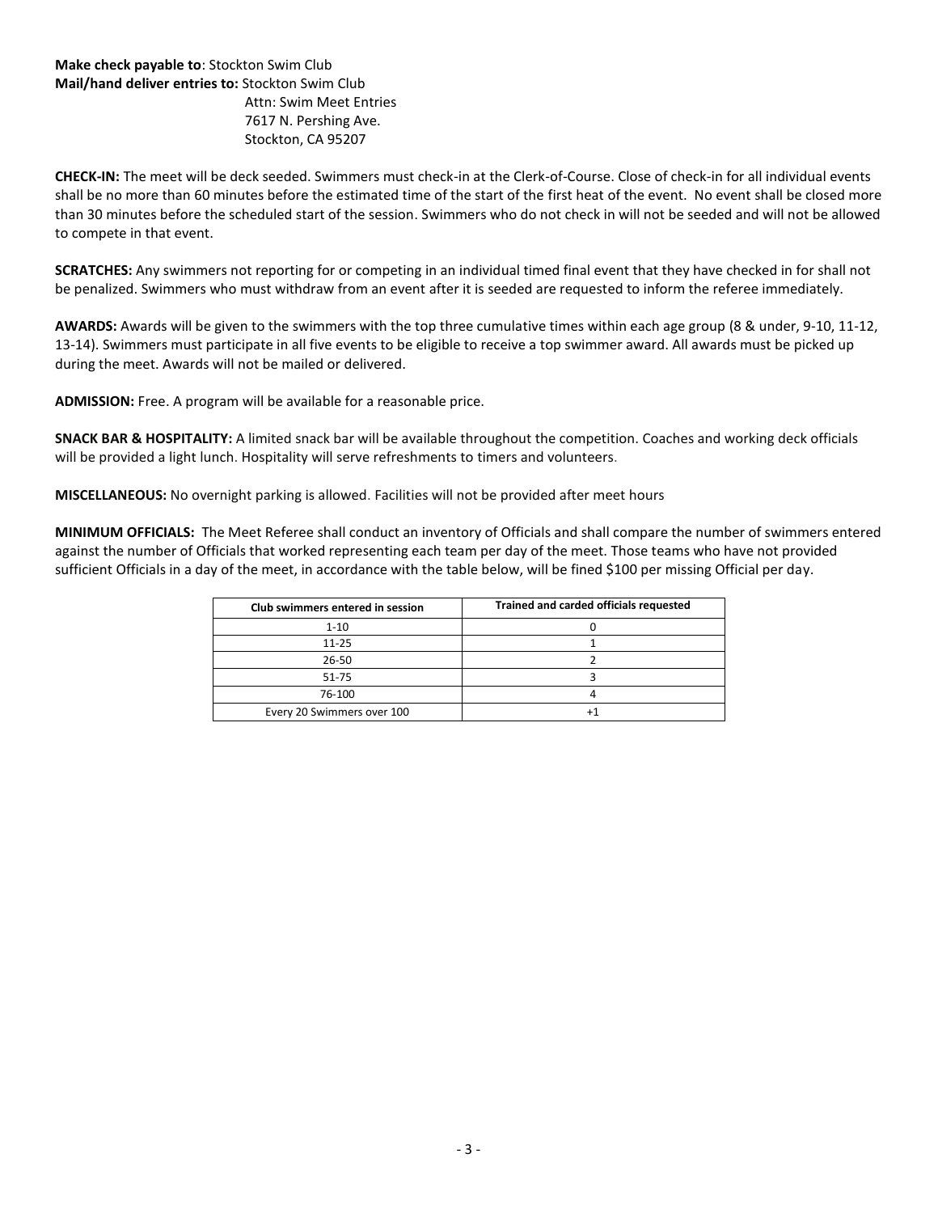**Make check payable to**: Stockton Swim Club
**Mail/hand deliver entries to:** Stockton Swim Club
Attn: Swim Meet Entries
7617 N. Pershing Ave.
Stockton, CA 95207

**CHECK-IN:** The meet will be deck seeded. Swimmers must check-in at the Clerk-of-Course. Close of check-in for all individual events shall be no more than 60 minutes before the estimated time of the start of the first heat of the event. No event shall be closed more than 30 minutes before the scheduled start of the session. Swimmers who do not check in will not be seeded and will not be allowed to compete in that event.

**SCRATCHES:** Any swimmers not reporting for or competing in an individual timed final event that they have checked in for shall not be penalized. Swimmers who must withdraw from an event after it is seeded are requested to inform the referee immediately.

**AWARDS:** Awards will be given to the swimmers with the top three cumulative times within each age group (8 & under, 9-10, 11-12, 13-14). Swimmers must participate in all five events to be eligible to receive a top swimmer award. All awards must be picked up during the meet. Awards will not be mailed or delivered.

**ADMISSION:** Free. A program will be available for a reasonable price.

**SNACK BAR & HOSPITALITY:** A limited snack bar will be available throughout the competition. Coaches and working deck officials will be provided a light lunch. Hospitality will serve refreshments to timers and volunteers.

**MISCELLANEOUS:** No overnight parking is allowed. Facilities will not be provided after meet hours

**MINIMUM OFFICIALS:** The Meet Referee shall conduct an inventory of Officials and shall compare the number of swimmers entered against the number of Officials that worked representing each team per day of the meet. Those teams who have not provided sufficient Officials in a day of the meet, in accordance with the table below, will be fined $100 per missing Official per day.

| Club swimmers entered in session | Trained and carded officials requested |
|---|---|
| 1-10 | 0 |
| 11-25 | 1 |
| 26-50 | 2 |
| 51-75 | 3 |
| 76-100 | 4 |
| Every 20 Swimmers over 100 | +1 |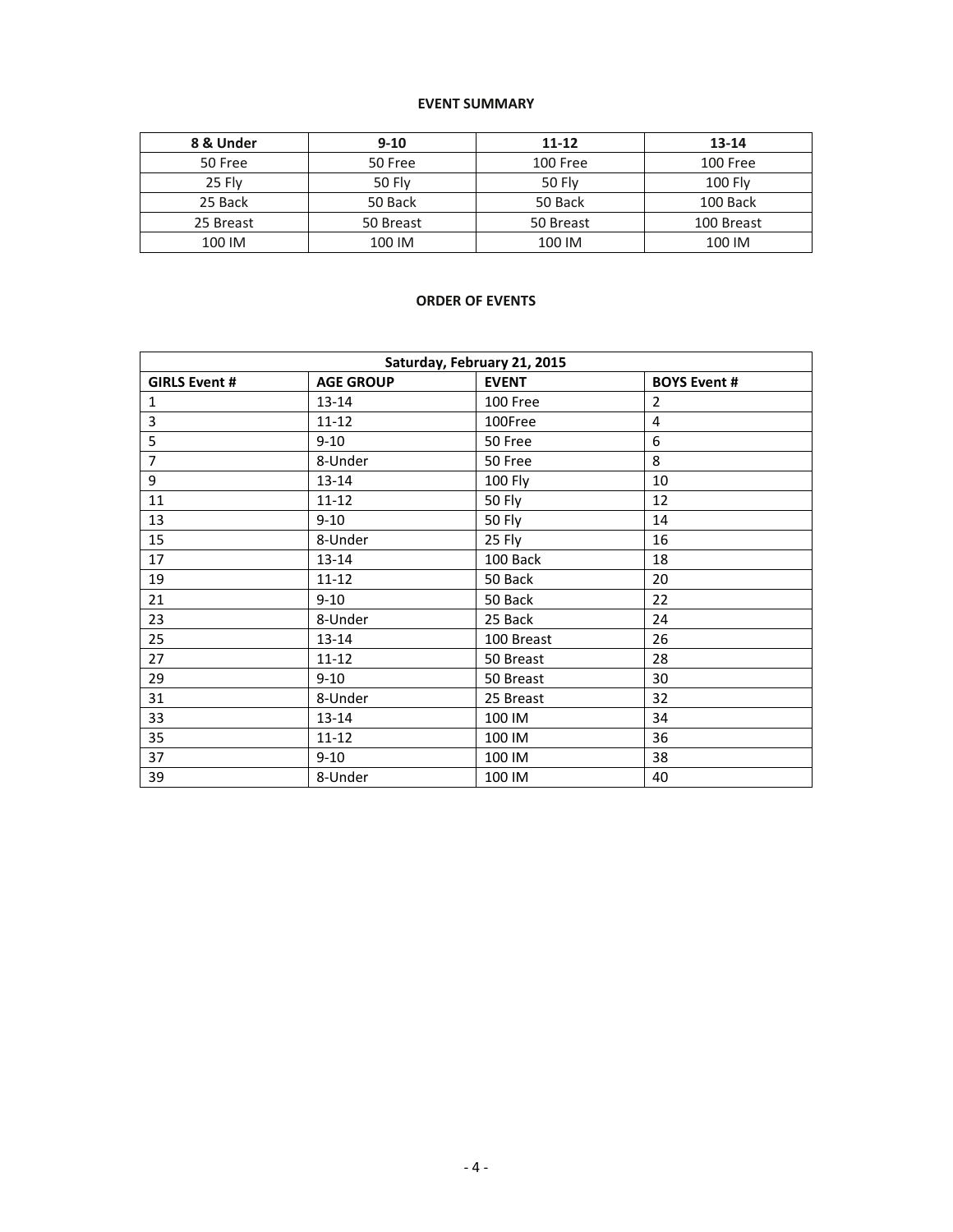## EVENT SUMMARY

| 8 & Under | 9-10 | 11-12 | 13-14 |
|---|---|---|---|
| 50 Free | 50 Free | 100 Free | 100 Free |
| 25 Fly | 50 Fly | 50 Fly | 100 Fly |
| 25 Back | 50 Back | 50 Back | 100 Back |
| 25 Breast | 50 Breast | 50 Breast | 100 Breast |
| 100 IM | 100 IM | 100 IM | 100 IM |

## ORDER OF EVENTS

| Saturday, February 21, 2015 | | | |
|---|---|---|---|
| **GIRLS Event #** | **AGE GROUP** | **EVENT** | **BOYS Event #** |
| 1 | 13-14 | 100 Free | 2 |
| 3 | 11-12 | 100Free | 4 |
| 5 | 9-10 | 50 Free | 6 |
| 7 | 8-Under | 50 Free | 8 |
| 9 | 13-14 | 100 Fly | 10 |
| 11 | 11-12 | 50 Fly | 12 |
| 13 | 9-10 | 50 Fly | 14 |
| 15 | 8-Under | 25 Fly | 16 |
| 17 | 13-14 | 100 Back | 18 |
| 19 | 11-12 | 50 Back | 20 |
| 21 | 9-10 | 50 Back | 22 |
| 23 | 8-Under | 25 Back | 24 |
| 25 | 13-14 | 100 Breast | 26 |
| 27 | 11-12 | 50 Breast | 28 |
| 29 | 9-10 | 50 Breast | 30 |
| 31 | 8-Under | 25 Breast | 32 |
| 33 | 13-14 | 100 IM | 34 |
| 35 | 11-12 | 100 IM | 36 |
| 37 | 9-10 | 100 IM | 38 |
| 39 | 8-Under | 100 IM | 40 |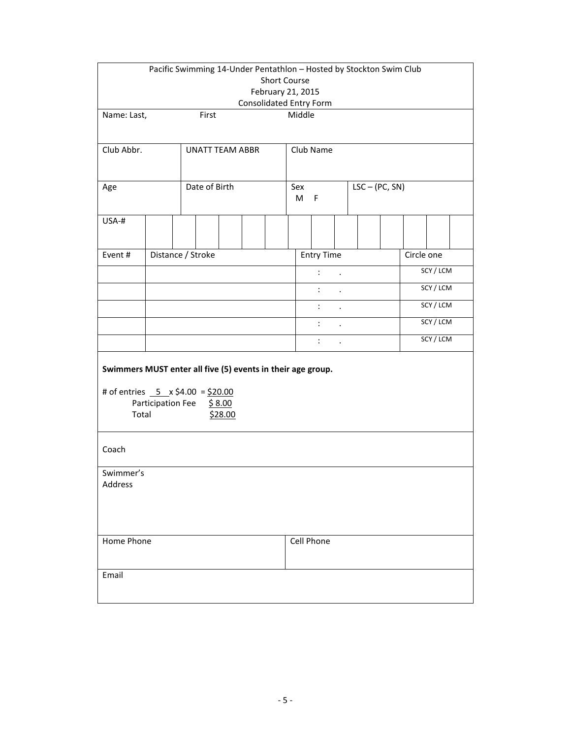Pacific Swimming 14-Under Pentathlon – Hosted by Stockton Swim Club
Short Course
February 21, 2015
Consolidated Entry Form

| | | | |
|---|---|---|---|
| Name: Last, | First | Middle | |
| Club Abbr. | UNATT TEAM ABBR | Club Name | |
| Age | Date of Birth | Sex M F | LSC – (PC, SN) |
| USA-# | | | |

| Event # | Distance / Stroke | Entry Time | Circle one |
|---|---|---|---|
| | | : . | SCY / LCM |
| | | : . | SCY / LCM |
| | | : . | SCY / LCM |
| | | : . | SCY / LCM |
| | | : . | SCY / LCM |

**Swimmers MUST enter all five (5) events in their age group.**

\# of entries 5 x $4.00 = $20.00
Participation Fee $ 8.00
Total $28.00

| | |
|---|---|
| Coach | |
| Swimmer's Address | |
| Home Phone | Cell Phone |
| Email | |